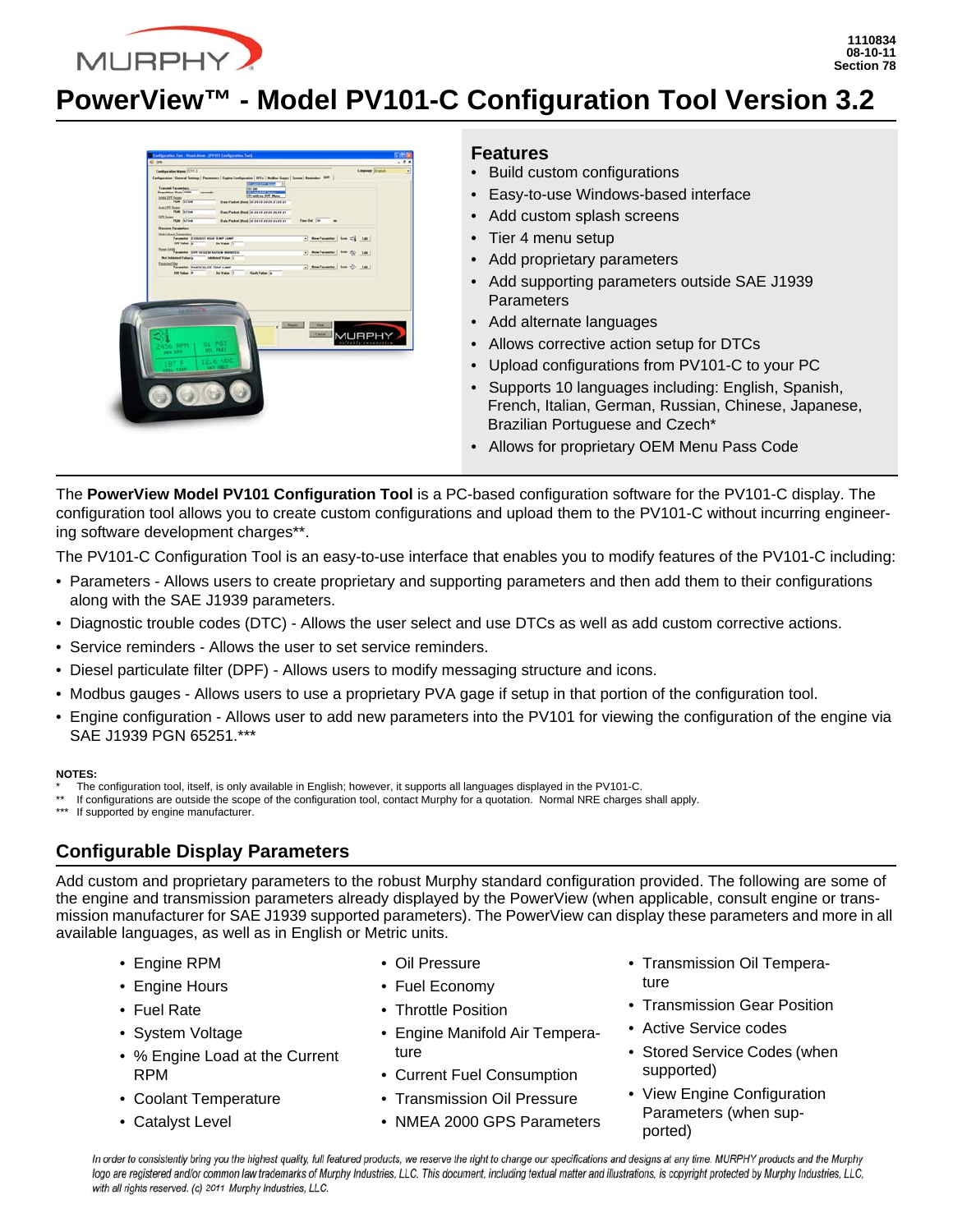1110834
08-10-11
Section 78

# PowerView™ - Model PV101-C Configuration Tool Version 3.2

## Features

- Build custom configurations
- Easy-to-use Windows-based interface
- Add custom splash screens
- Tier 4 menu setup
- Add proprietary parameters
- Add supporting parameters outside SAE J1939 Parameters
- Add alternate languages
- Allows corrective action setup for DTCs
- Upload configurations from PV101-C to your PC
- Supports 10 languages including: English, Spanish, French, Italian, German, Russian, Chinese, Japanese, Brazilian Portuguese and Czech*
- Allows for proprietary OEM Menu Pass Code

The **PowerView Model PV101 Configuration Tool** is a PC-based configuration software for the PV101-C display. The configuration tool allows you to create custom configurations and upload them to the PV101-C without incurring engineering software development charges**.

The PV101-C Configuration Tool is an easy-to-use interface that enables you to modify features of the PV101-C including:

- Parameters - Allows users to create proprietary and supporting parameters and then add them to their configurations along with the SAE J1939 parameters.
- Diagnostic trouble codes (DTC) - Allows the user select and use DTCs as well as add custom corrective actions.
- Service reminders - Allows the user to set service reminders.
- Diesel particulate filter (DPF) - Allows users to modify messaging structure and icons.
- Modbus gauges - Allows users to use a proprietary PVA gage if setup in that portion of the configuration tool.
- Engine configuration - Allows user to add new parameters into the PV101 for viewing the configuration of the engine via SAE J1939 PGN 65251.***

**NOTES:**

\* The configuration tool, itself, is only available in English; however, it supports all languages displayed in the PV101-C.

** If configurations are outside the scope of the configuration tool, contact Murphy for a quotation. Normal NRE charges shall apply.

*** If supported by engine manufacturer.

## Configurable Display Parameters

Add custom and proprietary parameters to the robust Murphy standard configuration provided. The following are some of the engine and transmission parameters already displayed by the PowerView (when applicable, consult engine or transmission manufacturer for SAE J1939 supported parameters). The PowerView can display these parameters and more in all available languages, as well as in English or Metric units.

- Engine RPM
- Engine Hours
- Fuel Rate
- System Voltage
- % Engine Load at the Current RPM
- Coolant Temperature
- Catalyst Level
- Oil Pressure
- Fuel Economy
- Throttle Position
- Engine Manifold Air Temperature
- Current Fuel Consumption
- Transmission Oil Pressure
- NMEA 2000 GPS Parameters
- Transmission Oil Temperature
- Transmission Gear Position
- Active Service codes
- Stored Service Codes (when supported)
- View Engine Configuration Parameters (when supported)

*In order to consistently bring you the highest quality, full featured products, we reserve the right to change our specifications and designs at any time. MURPHY products and the Murphy logo are registered and/or common law trademarks of Murphy Industries, LLC. This document, including textual matter and illustrations, is copyright protected by Murphy Industries, LLC, with all rights reserved. (c) 2011 Murphy Industries, LLC.*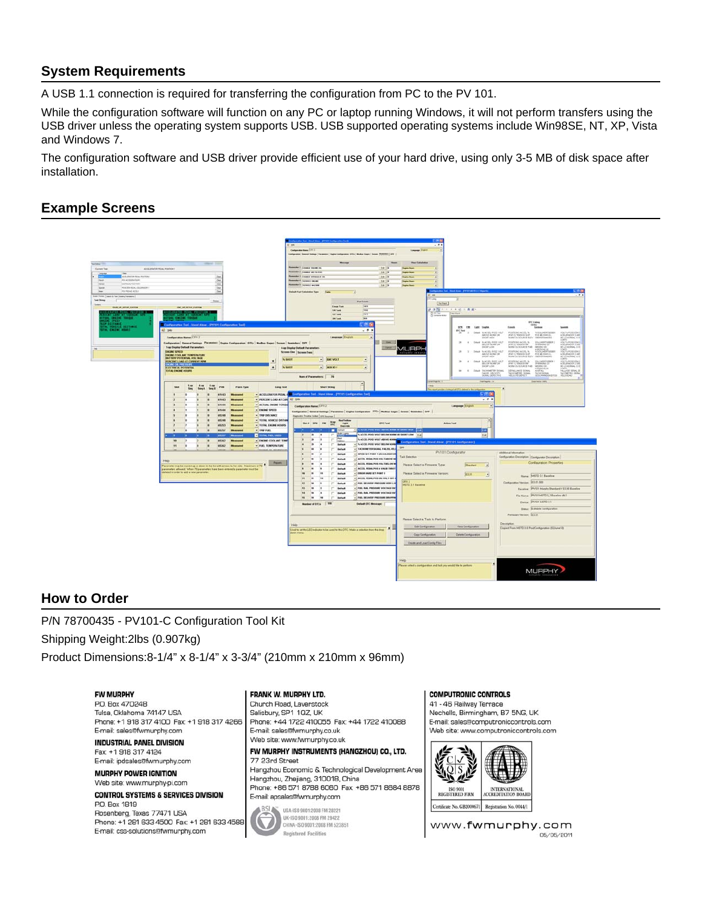## System Requirements

A USB 1.1 connection is required for transferring the configuration from PC to the PV 101.

While the configuration software will function on any PC or laptop running Windows, it will not perform transfers using the USB driver unless the operating system supports USB. USB supported operating systems include Win98SE, NT, XP, Vista and Windows 7.

The configuration software and USB driver provide efficient use of your hard drive, using only 3-5 MB of disk space after installation.

## Example Screens

## How to Order

P/N 78700435 - PV101-C Configuration Tool Kit

Shipping Weight:2lbs (0.907kg)

Product Dimensions:8-1/4" x 8-1/4" x 3-3/4" (210mm x 210mm x 96mm)

**FW MURPHY**
P.O. Box 470248
Tulsa, Oklahoma 74147 USA
Phone: +1 918 317 4100 Fax: +1 918 317 4266
E-mail: sales@fwmurphy.com

**INDUSTRIAL PANEL DIVISION**
Fax: +1 918 317 4124
E-mail: ipdsales@fwmurphy.com

**MURPHY POWER IGNITION**
Web site: www.murphy-pi.com

**CONTROL SYSTEMS & SERVICES DIVISION**
P.O. Box 1819
Rosenberg, Texas 77471 USA
Phone: +1 281 633 4500 Fax: +1 281 633 4588
E-mail: css-solutions@fwmurphy.com

**FRANK W. MURPHY LTD.**
Church Road, Laverstock
Salisbury, SP1 1QZ, UK
Phone: +44 1722 410055 Fax: +44 1722 410088
E-mail: sales@fwmurphy.co.uk
Web site: www.fwmurphy.co.uk

**FW MURPHY INSTRUMENTS (HANGZHOU) CO., LTD.**
77 23rd Street
Hangzhou Economic & Technological Development Area
Hangzhou, Zhejiang, 310018, China
Phone: +86 571 8788 6060 Fax: +86 571 8684 8878
E-mail: apsales@fwmurphy.com

USA-ISO 9001:2008 FM 28221
UK-ISO 9001:2008 FM 29422
CHINA-ISO 9001:2008 FM 523851
Registered Facilities

**COMPUTRONIC CONTROLS**
41 - 45 Railway Terrace
Nechells, Birmingham, B7 5NG, UK
E-mail: sales@computroniccontrols.com
Web site: www.computroniccontrols.com

ISO 9001 REGISTERED FIRM
INTERNATIONAL ACCREDITATION BOARD
Certificate No. GB2000671 | Registration No. 0044/1

www.fwmurphy.com

05/05/2011